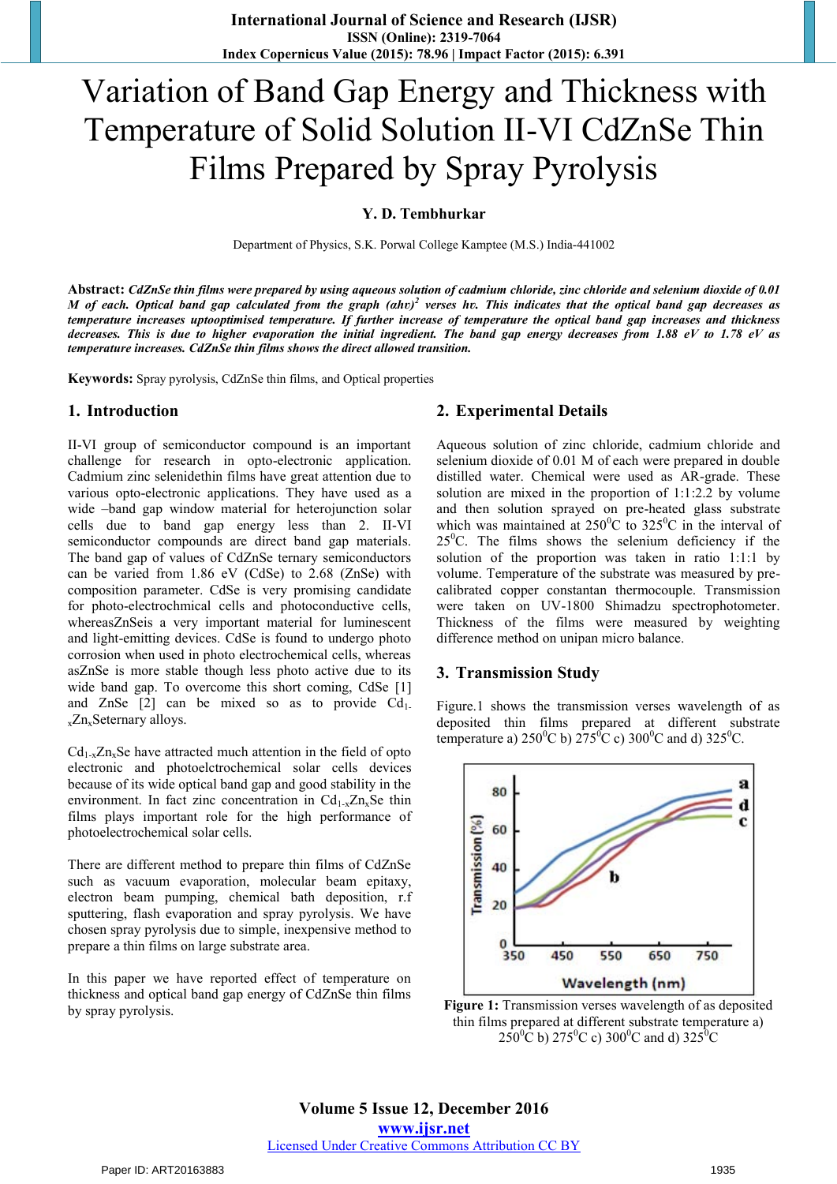# Variation of Band Gap Energy and Thickness with Temperature of Solid Solution II-VI CdZnSe Thin Films Prepared by Spray Pyrolysis

**Y. D. Tembhurkar**

Department of Physics, S.K. Porwal College Kamptee (M.S.) India-441002

**Abstract:** ***CdZnSe thin films were prepared by using aqueous solution of cadmium chloride, zinc chloride and selenium dioxide of 0.01 M of each. Optical band gap calculated from the graph $(\alpha h\nu)^2$ verses hν. This indicates that the optical band gap decreases as temperature increases uptooptimised temperature. If further increase of temperature the optical band gap increases and thickness decreases. This is due to higher evaporation the initial ingredient. The band gap energy decreases from 1.88 eV to 1.78 eV as temperature increases. CdZnSe thin films shows the direct allowed transition.***

**Keywords:** Spray pyrolysis, CdZnSe thin films, and Optical properties

## 1. Introduction

II-VI group of semiconductor compound is an important challenge for research in opto-electronic application. Cadmium zinc selenidethin films have great attention due to various opto-electronic applications. They have used as a wide –band gap window material for heterojunction solar cells due to band gap energy less than 2. II-VI semiconductor compounds are direct band gap materials. The band gap of values of CdZnSe ternary semiconductors can be varied from 1.86 eV (CdSe) to 2.68 (ZnSe) with composition parameter. CdSe is very promising candidate for photo-electrochmical cells and photoconductive cells, whereasZnSeis a very important material for luminescent and light-emitting devices. CdSe is found to undergo photo corrosion when used in photo electrochemical cells, whereas asZnSe is more stable though less photo active due to its wide band gap. To overcome this short coming, CdSe [1] and ZnSe [2] can be mixed so as to provide $Cd_{1-x}Zn_xSe$ternary alloys.

$Cd_{1-x}Zn_xSe$ have attracted much attention in the field of opto electronic and photoelctrochemical solar cells devices because of its wide optical band gap and good stability in the environment. In fact zinc concentration in $Cd_{1-x}Zn_xSe$ thin films plays important role for the high performance of photoelectrochemical solar cells.

There are different method to prepare thin films of CdZnSe such as vacuum evaporation, molecular beam epitaxy, electron beam pumping, chemical bath deposition, r.f sputtering, flash evaporation and spray pyrolysis. We have chosen spray pyrolysis due to simple, inexpensive method to prepare a thin films on large substrate area.

In this paper we have reported effect of temperature on thickness and optical band gap energy of CdZnSe thin films by spray pyrolysis.

## 2. Experimental Details

Aqueous solution of zinc chloride, cadmium chloride and selenium dioxide of 0.01 M of each were prepared in double distilled water. Chemical were used as AR-grade. These solution are mixed in the proportion of 1:1:2.2 by volume and then solution sprayed on pre-heated glass substrate which was maintained at 250°C to 325°C in the interval of 25°C. The films shows the selenium deficiency if the solution of the proportion was taken in ratio 1:1:1 by volume. Temperature of the substrate was measured by pre-calibrated copper constantan thermocouple. Transmission were taken on UV-1800 Shimadzu spectrophotometer. Thickness of the films were measured by weighting difference method on unipan micro balance.

## 3. Transmission Study

Figure.1 shows the transmission verses wavelength of as deposited thin films prepared at different substrate temperature a) 250°C b) 275°C c) 300°C and d) 325°C.

**Figure 1:** Transmission verses wavelength of as deposited thin films prepared at different substrate temperature a) 250°C b) 275°C c) 300°C and d) 325°C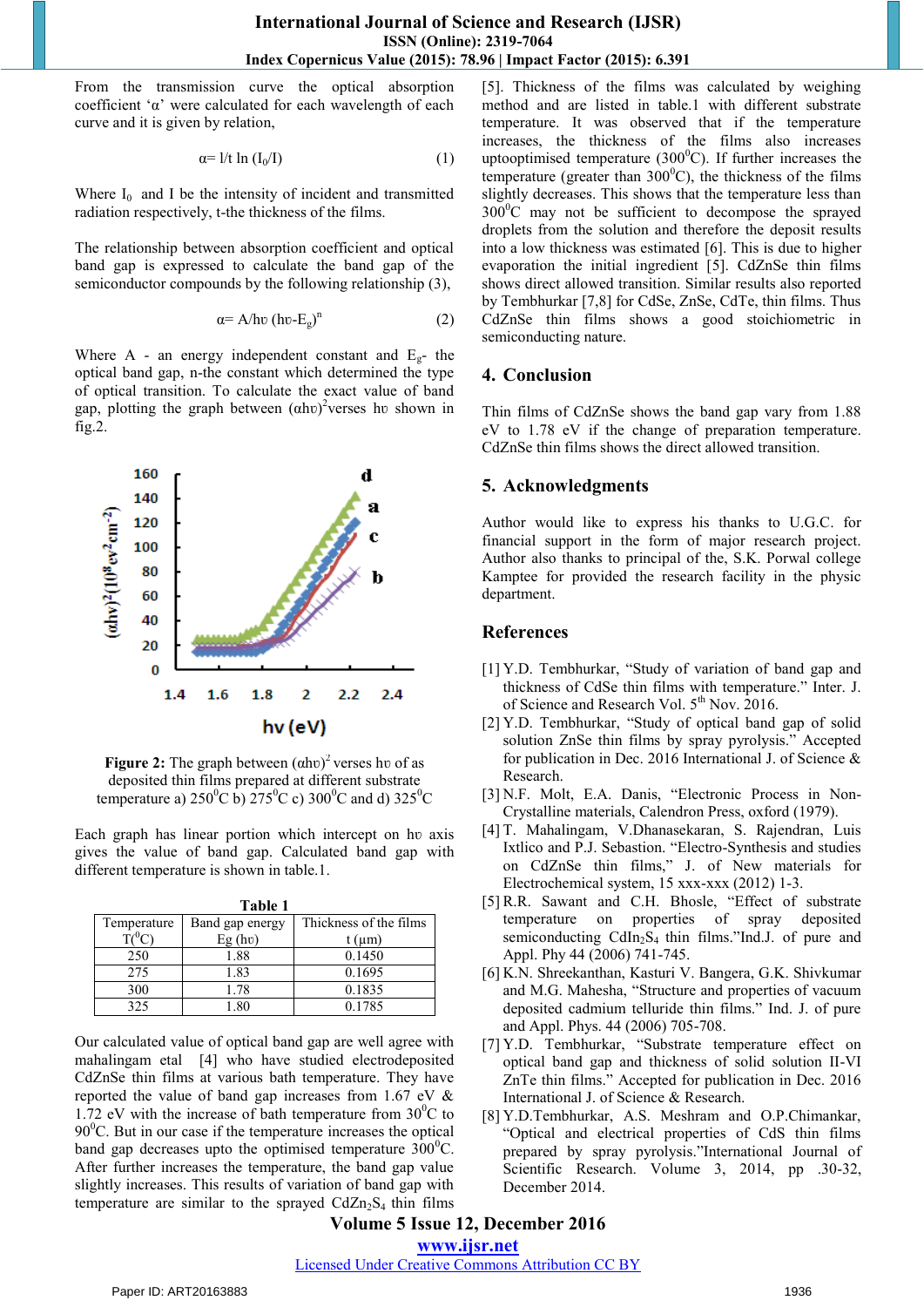From the transmission curve the optical absorption coefficient 'α' were calculated for each wavelength of each curve and it is given by relation,

$$\alpha = 1/t \ln (I_0/I) \quad (1)$$

Where $I_0$ and I be the intensity of incident and transmitted radiation respectively, t-the thickness of the films.

The relationship between absorption coefficient and optical band gap is expressed to calculate the band gap of the semiconductor compounds by the following relationship (3),

$$\alpha = A/h\upsilon \, (h\upsilon - E_g)^n \quad (2)$$

Where A - an energy independent constant and $E_g$- the optical band gap, n-the constant which determined the type of optical transition. To calculate the exact value of band gap, plotting the graph between $(\alpha h\upsilon)^2$verses hυ shown in fig.2.

160
140
120
100
80
60
40
20
0
$(\alpha h\nu)^2(10^8 ev^2 cm^{-2})$
1.4 1.6 1.8 2 2.2 2.4
hν (eV)
d
a
c
b

**Figure 2:** The graph between $(\alpha h\upsilon)^2$ verses hυ of as deposited thin films prepared at different substrate temperature a) $250^0$C b) $275^0$C c) $300^0$C and d) $325^0$C

Each graph has linear portion which intercept on hυ axis gives the value of band gap. Calculated band gap with different temperature is shown in table.1.

**Table 1**

| Temperature $T(^0C)$ | Band gap energy Eg (hυ) | Thickness of the films t (µm) |
|---|---|---|
| 250 | 1.88 | 0.1450 |
| 275 | 1.83 | 0.1695 |
| 300 | 1.78 | 0.1835 |
| 325 | 1.80 | 0.1785 |

Our calculated value of optical band gap are well agree with mahalingam etal [4] who have studied electrodeposited CdZnSe thin films at various bath temperature. They have reported the value of band gap increases from 1.67 eV & 1.72 eV with the increase of bath temperature from $30^0$C to $90^0$C. But in our case if the temperature increases the optical band gap decreases upto the optimised temperature $300^0$C. After further increases the temperature, the band gap value slightly increases. This results of variation of band gap with temperature are similar to the sprayed $CdZn_2S_4$ thin films [5]. Thickness of the films was calculated by weighing method and are listed in table.1 with different substrate temperature. It was observed that if the temperature increases, the thickness of the films also increases uptooptimised temperature ($300^0$C). If further increases the temperature (greater than $300^0$C), the thickness of the films slightly decreases. This shows that the temperature less than $300^0$C may not be sufficient to decompose the sprayed droplets from the solution and therefore the deposit results into a low thickness was estimated [6]. This is due to higher evaporation the initial ingredient [5]. CdZnSe thin films shows direct allowed transition. Similar results also reported by Tembhurkar [7,8] for CdSe, ZnSe, CdTe, thin films. Thus CdZnSe thin films shows a good stoichiometric in semiconducting nature.

## 4. Conclusion

Thin films of CdZnSe shows the band gap vary from 1.88 eV to 1.78 eV if the change of preparation temperature. CdZnSe thin films shows the direct allowed transition.

## 5. Acknowledgments

Author would like to express his thanks to U.G.C. for financial support in the form of major research project. Author also thanks to principal of the, S.K. Porwal college Kamptee for provided the research facility in the physic department.

## References

[1] Y.D. Tembhurkar, "Study of variation of band gap and thickness of CdSe thin films with temperature." Inter. J. of Science and Research Vol. 5th Nov. 2016.

[2] Y.D. Tembhurkar, "Study of optical band gap of solid solution ZnSe thin films by spray pyrolysis." Accepted for publication in Dec. 2016 International J. of Science & Research.

[3] N.F. Molt, E.A. Danis, "Electronic Process in Non-Crystalline materials, Calendron Press, oxford (1979).

[4] T. Mahalingam, V.Dhanasekaran, S. Rajendran, Luis Ixtlico and P.J. Sebastion. "Electro-Synthesis and studies on CdZnSe thin films," J. of New materials for Electrochemical system, 15 xxx-xxx (2012) 1-3.

[5] R.R. Sawant and C.H. Bhosle, "Effect of substrate temperature on properties of spray deposited semiconducting $CdIn_2S_4$ thin films."Ind.J. of pure and Appl. Phy 44 (2006) 741-745.

[6] K.N. Shreekanthan, Kasturi V. Bangera, G.K. Shivkumar and M.G. Mahesha, "Structure and properties of vacuum deposited cadmium telluride thin films." Ind. J. of pure and Appl. Phys. 44 (2006) 705-708.

[7] Y.D. Tembhurkar, "Substrate temperature effect on optical band gap and thickness of solid solution II-VI ZnTe thin films." Accepted for publication in Dec. 2016 International J. of Science & Research.

[8] Y.D.Tembhurkar, A.S. Meshram and O.P.Chimankar, "Optical and electrical properties of CdS thin films prepared by spray pyrolysis."International Journal of Scientific Research. Volume 3, 2014, pp .30-32, December 2014.